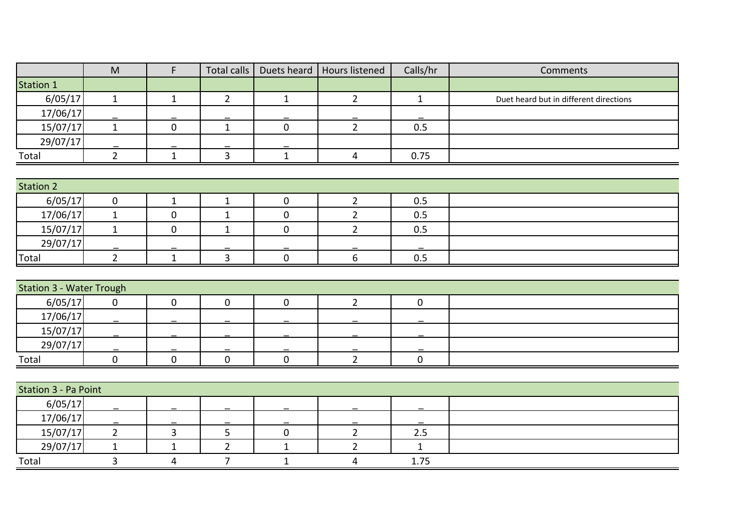| | M | F | Total calls | Duets heard | Hours listened | Calls/hr | Comments |
|---|---|---|---|---|---|---|---|
| Station 1 | | | | | | | |
| 6/05/17 | 1 | 1 | 2 | 1 | 2 | 1 | Duet heard but in different directions |
| 17/06/17 | _ | _ | _ | _ | _ | _ | |
| 15/07/17 | 1 | 0 | 1 | 0 | 2 | 0.5 | |
| 29/07/17 | _ | _ | _ | _ | | | |
| Total | 2 | 1 | 3 | 1 | 4 | 0.75 | |

| Station 2 | | | | | | | |
|---|---|---|---|---|---|---|---|
| 6/05/17 | 0 | 1 | 1 | 0 | 2 | 0.5 | |
| 17/06/17 | 1 | 0 | 1 | 0 | 2 | 0.5 | |
| 15/07/17 | 1 | 0 | 1 | 0 | 2 | 0.5 | |
| 29/07/17 | _ | _ | _ | _ | _ | _ | |
| Total | 2 | 1 | 3 | 0 | 6 | 0.5 | |

| Station 3 - Water Trough | | | | | | | |
|---|---|---|---|---|---|---|---|
| 6/05/17 | 0 | 0 | 0 | 0 | 2 | 0 | |
| 17/06/17 | _ | _ | _ | _ | _ | _ | |
| 15/07/17 | _ | _ | _ | _ | _ | _ | |
| 29/07/17 | _ | _ | _ | _ | _ | _ | |
| Total | 0 | 0 | 0 | 0 | 2 | 0 | |

| Station 3 - Pa Point | | | | | | | |
|---|---|---|---|---|---|---|---|
| 6/05/17 | _ | _ | _ | _ | _ | _ | |
| 17/06/17 | _ | _ | _ | _ | _ | _ | |
| 15/07/17 | 2 | 3 | 5 | 0 | 2 | 2.5 | |
| 29/07/17 | 1 | 1 | 2 | 1 | 2 | 1 | |
| Total | 3 | 4 | 7 | 1 | 4 | 1.75 | |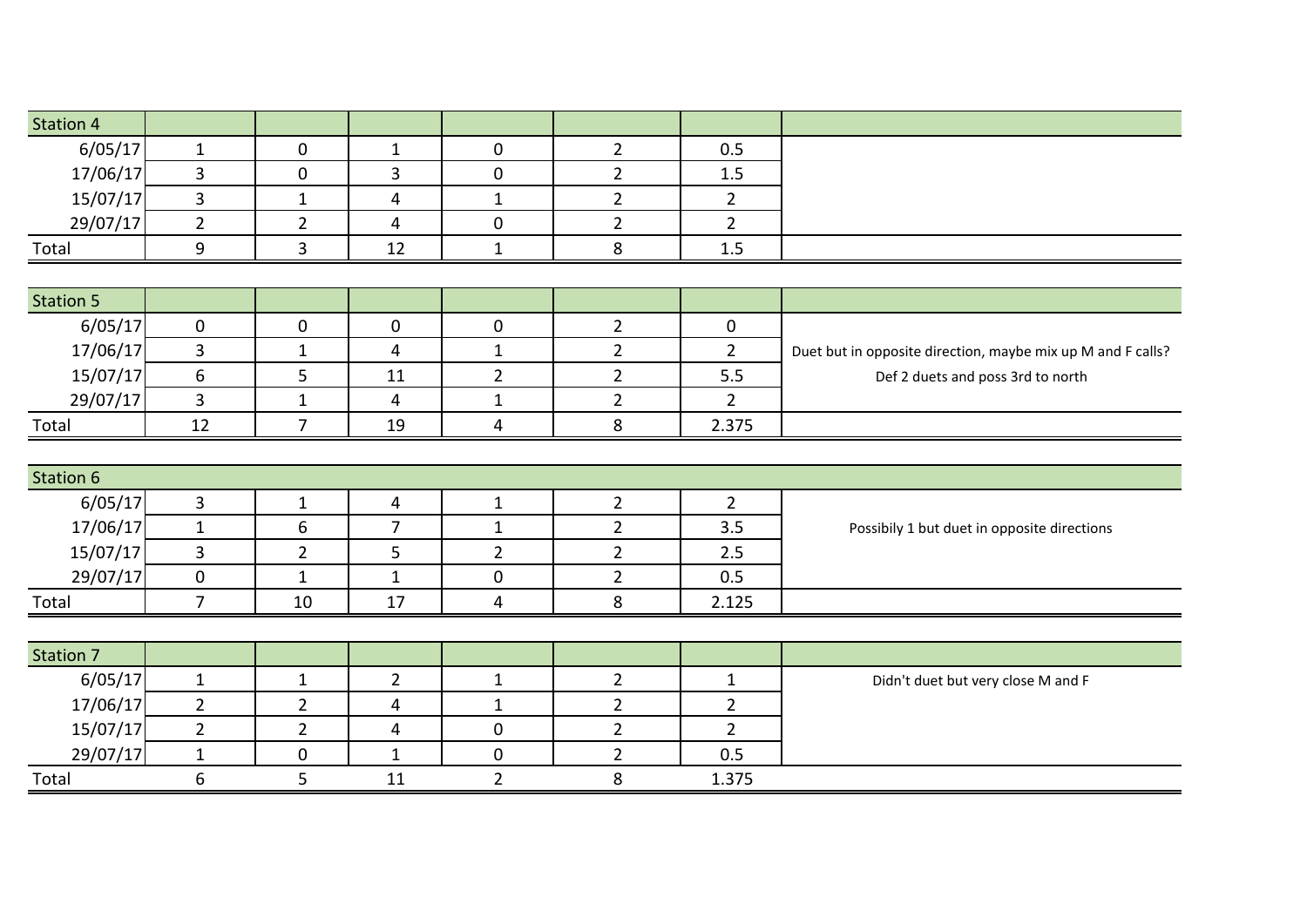| Station 4 | | | | | | | |
|---|---|---|---|---|---|---|---|
| 6/05/17 | 1 | 0 | 1 | 0 | 2 | 0.5 | |
| 17/06/17 | 3 | 0 | 3 | 0 | 2 | 1.5 | |
| 15/07/17 | 3 | 1 | 4 | 1 | 2 | 2 | |
| 29/07/17 | 2 | 2 | 4 | 0 | 2 | 2 | |
| Total | 9 | 3 | 12 | 1 | 8 | 1.5 | |

| Station 5 | | | | | | | |
|---|---|---|---|---|---|---|---|
| 6/05/17 | 0 | 0 | 0 | 0 | 2 | 0 | |
| 17/06/17 | 3 | 1 | 4 | 1 | 2 | 2 | Duet but in opposite direction, maybe mix up M and F calls? |
| 15/07/17 | 6 | 5 | 11 | 2 | 2 | 5.5 | Def 2 duets and poss 3rd to north |
| 29/07/17 | 3 | 1 | 4 | 1 | 2 | 2 | |
| Total | 12 | 7 | 19 | 4 | 8 | 2.375 | |

| Station 6 | | | | | | | |
|---|---|---|---|---|---|---|---|
| 6/05/17 | 3 | 1 | 4 | 1 | 2 | 2 | |
| 17/06/17 | 1 | 6 | 7 | 1 | 2 | 3.5 | Possibily 1 but duet in opposite directions |
| 15/07/17 | 3 | 2 | 5 | 2 | 2 | 2.5 | |
| 29/07/17 | 0 | 1 | 1 | 0 | 2 | 0.5 | |
| Total | 7 | 10 | 17 | 4 | 8 | 2.125 | |

| Station 7 | | | | | | | |
|---|---|---|---|---|---|---|---|
| 6/05/17 | 1 | 1 | 2 | 1 | 2 | 1 | Didn't duet but very close M and F |
| 17/06/17 | 2 | 2 | 4 | 1 | 2 | 2 | |
| 15/07/17 | 2 | 2 | 4 | 0 | 2 | 2 | |
| 29/07/17 | 1 | 0 | 1 | 0 | 2 | 0.5 | |
| Total | 6 | 5 | 11 | 2 | 8 | 1.375 | |